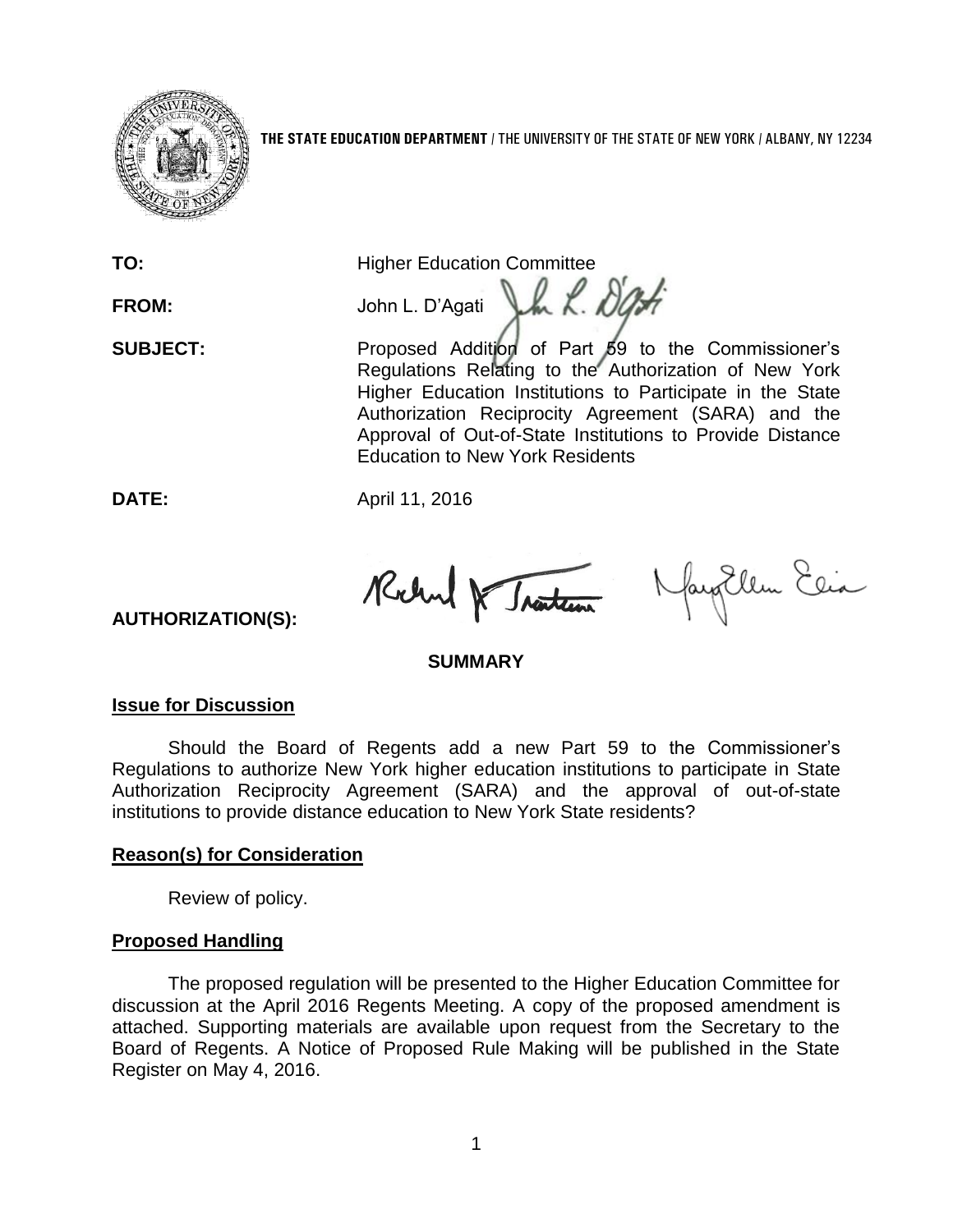**THE STATE EDUCATION DEPARTMENT** / THE UNIVERSITY OF THE STATE OF NEW YORK / ALBANY, NY 12234

**TO:** Higher Education Committee

**FROM:** John L. D'Agati

**SUBJECT:** Proposed Addition of Part 59 to the Commissioner's Regulations Relating to the Authorization of New York Higher Education Institutions to Participate in the State Authorization Reciprocity Agreement (SARA) and the Approval of Out-of-State Institutions to Provide Distance Education to New York Residents

**DATE:** April 11, 2016

**AUTHORIZATION(S):**

## SUMMARY

### Issue for Discussion

Should the Board of Regents add a new Part 59 to the Commissioner's Regulations to authorize New York higher education institutions to participate in State Authorization Reciprocity Agreement (SARA) and the approval of out-of-state institutions to provide distance education to New York State residents?

### Reason(s) for Consideration

Review of policy.

### Proposed Handling

The proposed regulation will be presented to the Higher Education Committee for discussion at the April 2016 Regents Meeting. A copy of the proposed amendment is attached. Supporting materials are available upon request from the Secretary to the Board of Regents. A Notice of Proposed Rule Making will be published in the State Register on May 4, 2016.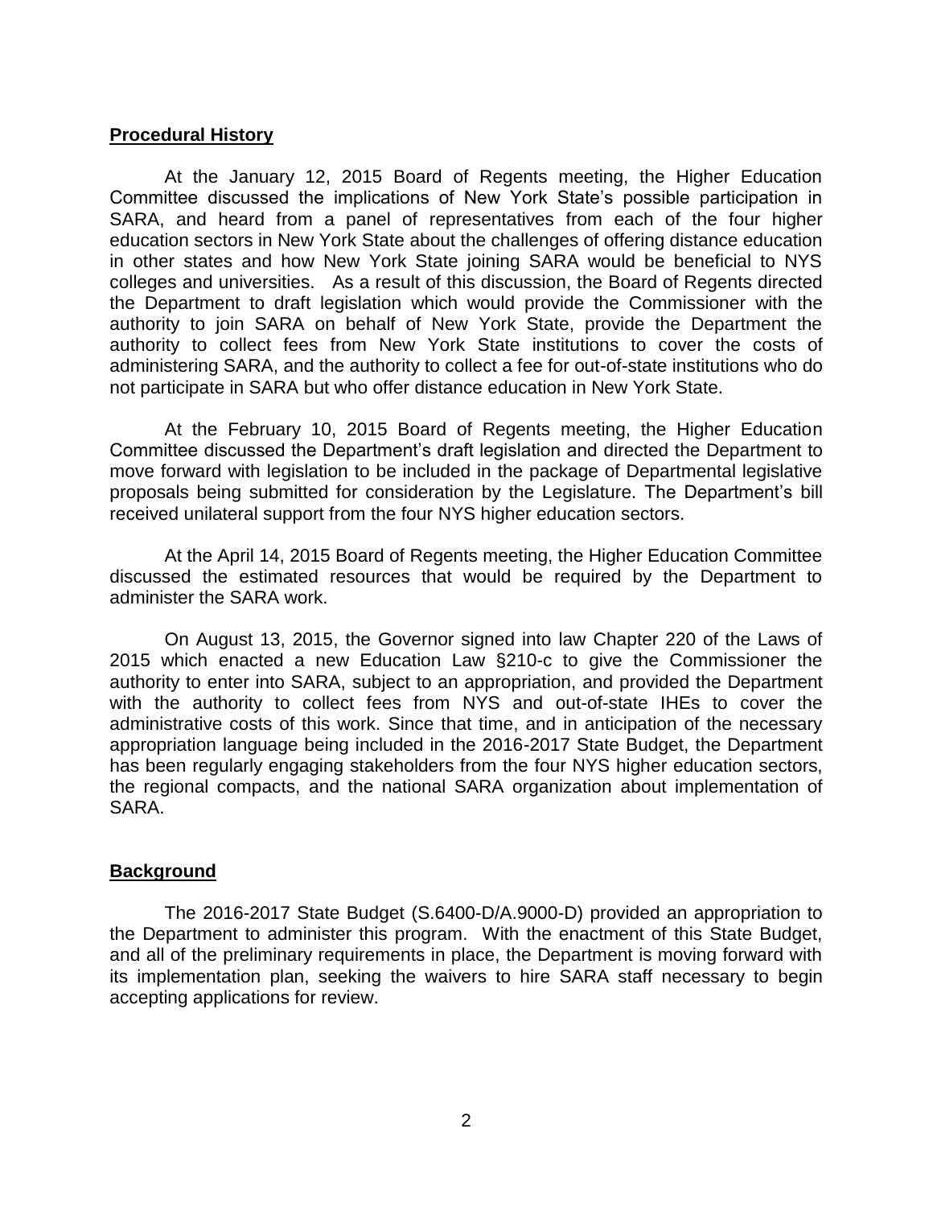**Procedural History**

At the January 12, 2015 Board of Regents meeting, the Higher Education Committee discussed the implications of New York State's possible participation in SARA, and heard from a panel of representatives from each of the four higher education sectors in New York State about the challenges of offering distance education in other states and how New York State joining SARA would be beneficial to NYS colleges and universities. As a result of this discussion, the Board of Regents directed the Department to draft legislation which would provide the Commissioner with the authority to join SARA on behalf of New York State, provide the Department the authority to collect fees from New York State institutions to cover the costs of administering SARA, and the authority to collect a fee for out-of-state institutions who do not participate in SARA but who offer distance education in New York State.

At the February 10, 2015 Board of Regents meeting, the Higher Education Committee discussed the Department's draft legislation and directed the Department to move forward with legislation to be included in the package of Departmental legislative proposals being submitted for consideration by the Legislature. The Department's bill received unilateral support from the four NYS higher education sectors.

At the April 14, 2015 Board of Regents meeting, the Higher Education Committee discussed the estimated resources that would be required by the Department to administer the SARA work.

On August 13, 2015, the Governor signed into law Chapter 220 of the Laws of 2015 which enacted a new Education Law §210-c to give the Commissioner the authority to enter into SARA, subject to an appropriation, and provided the Department with the authority to collect fees from NYS and out-of-state IHEs to cover the administrative costs of this work. Since that time, and in anticipation of the necessary appropriation language being included in the 2016-2017 State Budget, the Department has been regularly engaging stakeholders from the four NYS higher education sectors, the regional compacts, and the national SARA organization about implementation of SARA.

**Background**

The 2016-2017 State Budget (S.6400-D/A.9000-D) provided an appropriation to the Department to administer this program. With the enactment of this State Budget, and all of the preliminary requirements in place, the Department is moving forward with its implementation plan, seeking the waivers to hire SARA staff necessary to begin accepting applications for review.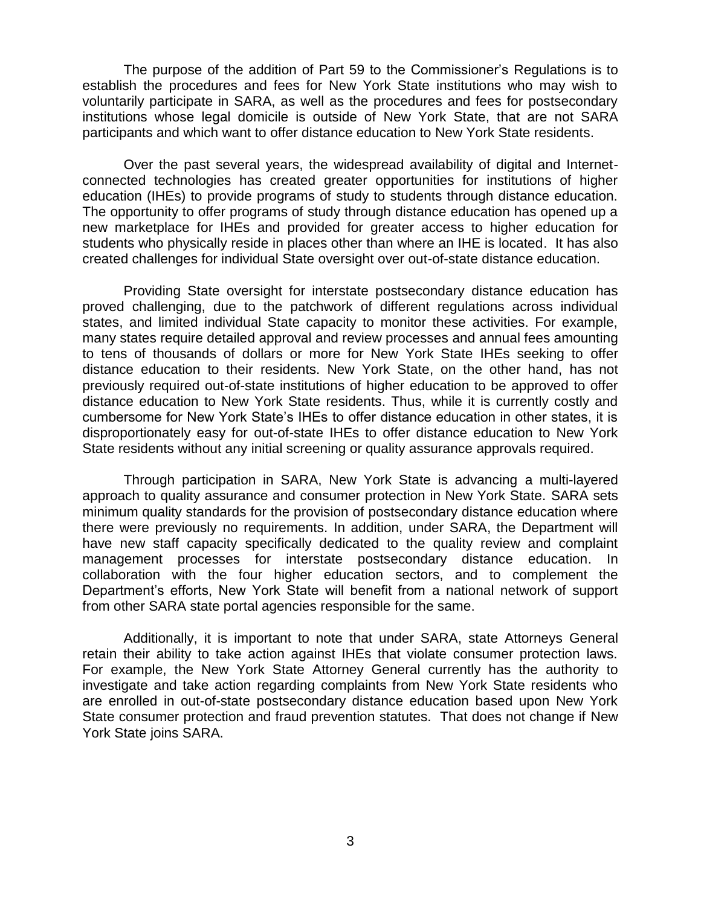The purpose of the addition of Part 59 to the Commissioner's Regulations is to establish the procedures and fees for New York State institutions who may wish to voluntarily participate in SARA, as well as the procedures and fees for postsecondary institutions whose legal domicile is outside of New York State, that are not SARA participants and which want to offer distance education to New York State residents.

Over the past several years, the widespread availability of digital and Internet-connected technologies has created greater opportunities for institutions of higher education (IHEs) to provide programs of study to students through distance education. The opportunity to offer programs of study through distance education has opened up a new marketplace for IHEs and provided for greater access to higher education for students who physically reside in places other than where an IHE is located. It has also created challenges for individual State oversight over out-of-state distance education.

Providing State oversight for interstate postsecondary distance education has proved challenging, due to the patchwork of different regulations across individual states, and limited individual State capacity to monitor these activities. For example, many states require detailed approval and review processes and annual fees amounting to tens of thousands of dollars or more for New York State IHEs seeking to offer distance education to their residents. New York State, on the other hand, has not previously required out-of-state institutions of higher education to be approved to offer distance education to New York State residents. Thus, while it is currently costly and cumbersome for New York State's IHEs to offer distance education in other states, it is disproportionately easy for out-of-state IHEs to offer distance education to New York State residents without any initial screening or quality assurance approvals required.

Through participation in SARA, New York State is advancing a multi-layered approach to quality assurance and consumer protection in New York State. SARA sets minimum quality standards for the provision of postsecondary distance education where there were previously no requirements. In addition, under SARA, the Department will have new staff capacity specifically dedicated to the quality review and complaint management processes for interstate postsecondary distance education. In collaboration with the four higher education sectors, and to complement the Department's efforts, New York State will benefit from a national network of support from other SARA state portal agencies responsible for the same.

Additionally, it is important to note that under SARA, state Attorneys General retain their ability to take action against IHEs that violate consumer protection laws. For example, the New York State Attorney General currently has the authority to investigate and take action regarding complaints from New York State residents who are enrolled in out-of-state postsecondary distance education based upon New York State consumer protection and fraud prevention statutes. That does not change if New York State joins SARA.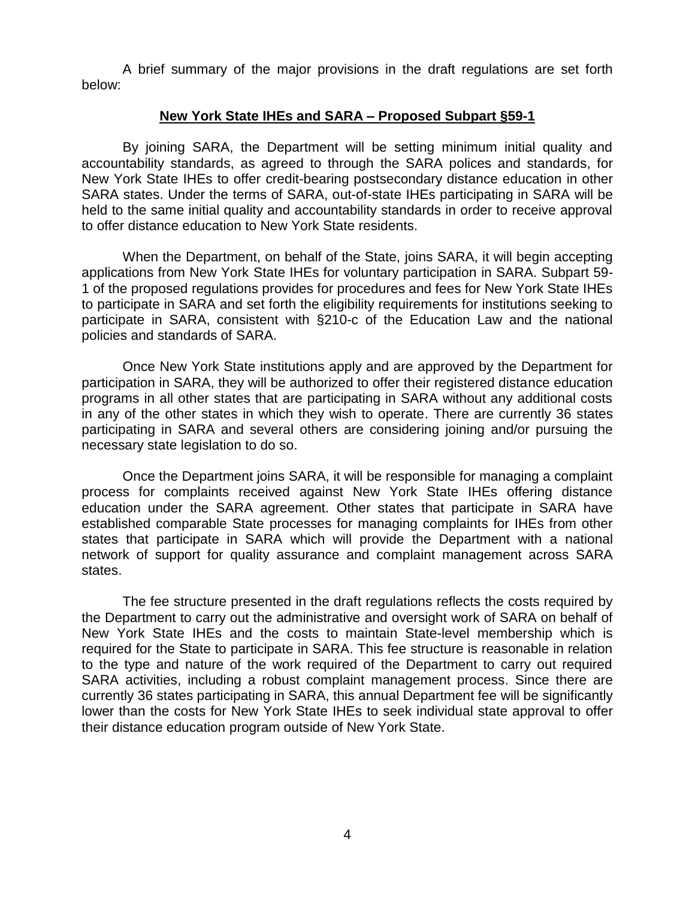A brief summary of the major provisions in the draft regulations are set forth below:

## New York State IHEs and SARA – Proposed Subpart §59-1

By joining SARA, the Department will be setting minimum initial quality and accountability standards, as agreed to through the SARA polices and standards, for New York State IHEs to offer credit-bearing postsecondary distance education in other SARA states. Under the terms of SARA, out-of-state IHEs participating in SARA will be held to the same initial quality and accountability standards in order to receive approval to offer distance education to New York State residents.

When the Department, on behalf of the State, joins SARA, it will begin accepting applications from New York State IHEs for voluntary participation in SARA. Subpart 59-1 of the proposed regulations provides for procedures and fees for New York State IHEs to participate in SARA and set forth the eligibility requirements for institutions seeking to participate in SARA, consistent with §210-c of the Education Law and the national policies and standards of SARA.

Once New York State institutions apply and are approved by the Department for participation in SARA, they will be authorized to offer their registered distance education programs in all other states that are participating in SARA without any additional costs in any of the other states in which they wish to operate. There are currently 36 states participating in SARA and several others are considering joining and/or pursuing the necessary state legislation to do so.

Once the Department joins SARA, it will be responsible for managing a complaint process for complaints received against New York State IHEs offering distance education under the SARA agreement. Other states that participate in SARA have established comparable State processes for managing complaints for IHEs from other states that participate in SARA which will provide the Department with a national network of support for quality assurance and complaint management across SARA states.

The fee structure presented in the draft regulations reflects the costs required by the Department to carry out the administrative and oversight work of SARA on behalf of New York State IHEs and the costs to maintain State-level membership which is required for the State to participate in SARA. This fee structure is reasonable in relation to the type and nature of the work required of the Department to carry out required SARA activities, including a robust complaint management process. Since there are currently 36 states participating in SARA, this annual Department fee will be significantly lower than the costs for New York State IHEs to seek individual state approval to offer their distance education program outside of New York State.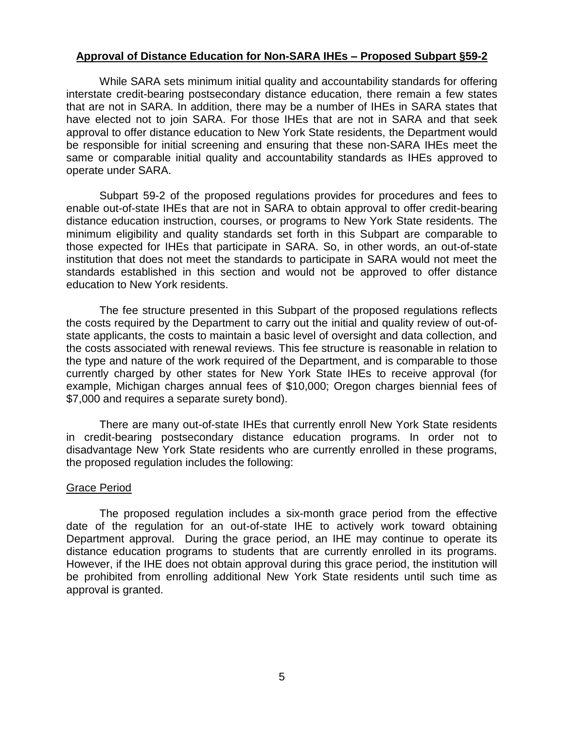## Approval of Distance Education for Non-SARA IHEs – Proposed Subpart §59-2

While SARA sets minimum initial quality and accountability standards for offering interstate credit-bearing postsecondary distance education, there remain a few states that are not in SARA. In addition, there may be a number of IHEs in SARA states that have elected not to join SARA. For those IHEs that are not in SARA and that seek approval to offer distance education to New York State residents, the Department would be responsible for initial screening and ensuring that these non-SARA IHEs meet the same or comparable initial quality and accountability standards as IHEs approved to operate under SARA.

Subpart 59-2 of the proposed regulations provides for procedures and fees to enable out-of-state IHEs that are not in SARA to obtain approval to offer credit-bearing distance education instruction, courses, or programs to New York State residents. The minimum eligibility and quality standards set forth in this Subpart are comparable to those expected for IHEs that participate in SARA. So, in other words, an out-of-state institution that does not meet the standards to participate in SARA would not meet the standards established in this section and would not be approved to offer distance education to New York residents.

The fee structure presented in this Subpart of the proposed regulations reflects the costs required by the Department to carry out the initial and quality review of out-of-state applicants, the costs to maintain a basic level of oversight and data collection, and the costs associated with renewal reviews. This fee structure is reasonable in relation to the type and nature of the work required of the Department, and is comparable to those currently charged by other states for New York State IHEs to receive approval (for example, Michigan charges annual fees of $10,000; Oregon charges biennial fees of $7,000 and requires a separate surety bond).

There are many out-of-state IHEs that currently enroll New York State residents in credit-bearing postsecondary distance education programs. In order not to disadvantage New York State residents who are currently enrolled in these programs, the proposed regulation includes the following:

### Grace Period

The proposed regulation includes a six-month grace period from the effective date of the regulation for an out-of-state IHE to actively work toward obtaining Department approval. During the grace period, an IHE may continue to operate its distance education programs to students that are currently enrolled in its programs. However, if the IHE does not obtain approval during this grace period, the institution will be prohibited from enrolling additional New York State residents until such time as approval is granted.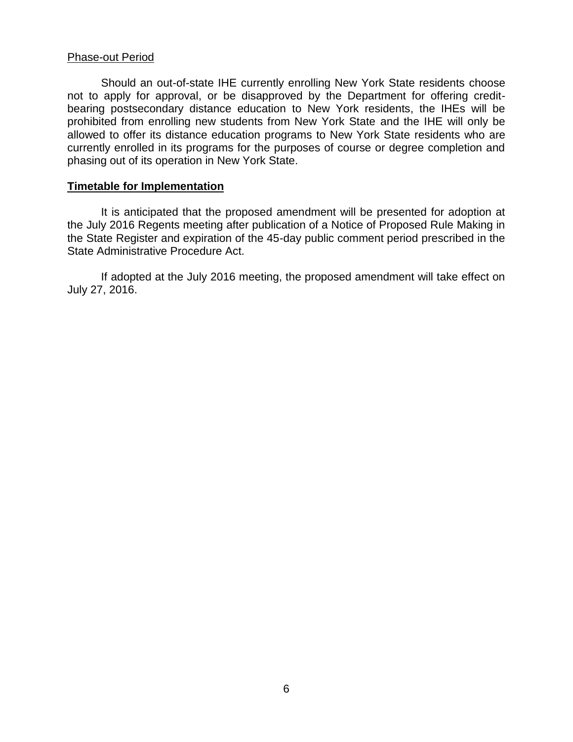Phase-out Period

Should an out-of-state IHE currently enrolling New York State residents choose not to apply for approval, or be disapproved by the Department for offering credit-bearing postsecondary distance education to New York residents, the IHEs will be prohibited from enrolling new students from New York State and the IHE will only be allowed to offer its distance education programs to New York State residents who are currently enrolled in its programs for the purposes of course or degree completion and phasing out of its operation in New York State.

**Timetable for Implementation**

It is anticipated that the proposed amendment will be presented for adoption at the July 2016 Regents meeting after publication of a Notice of Proposed Rule Making in the State Register and expiration of the 45-day public comment period prescribed in the State Administrative Procedure Act.

If adopted at the July 2016 meeting, the proposed amendment will take effect on July 27, 2016.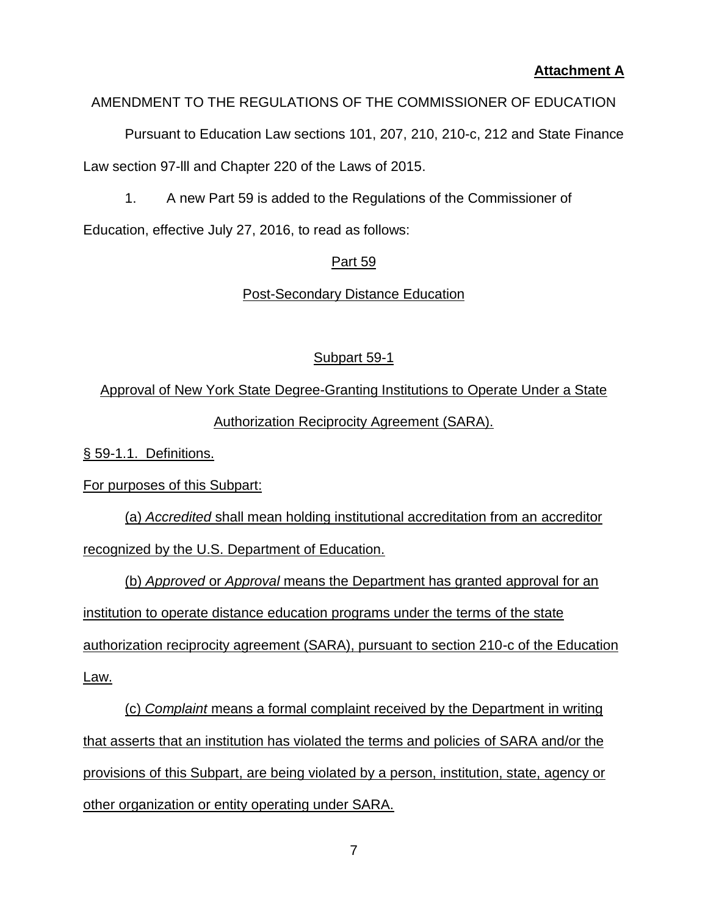**Attachment A**

AMENDMENT TO THE REGULATIONS OF THE COMMISSIONER OF EDUCATION

Pursuant to Education Law sections 101, 207, 210, 210-c, 212 and State Finance Law section 97-lll and Chapter 220 of the Laws of 2015.

1. A new Part 59 is added to the Regulations of the Commissioner of Education, effective July 27, 2016, to read as follows:

Part 59

Post-Secondary Distance Education

Subpart 59-1

Approval of New York State Degree-Granting Institutions to Operate Under a State Authorization Reciprocity Agreement (SARA).

§ 59-1.1. Definitions.

For purposes of this Subpart:

(a) *Accredited* shall mean holding institutional accreditation from an accreditor recognized by the U.S. Department of Education.

(b) *Approved* or *Approval* means the Department has granted approval for an institution to operate distance education programs under the terms of the state authorization reciprocity agreement (SARA), pursuant to section 210-c of the Education Law.

(c) *Complaint* means a formal complaint received by the Department in writing that asserts that an institution has violated the terms and policies of SARA and/or the provisions of this Subpart, are being violated by a person, institution, state, agency or other organization or entity operating under SARA.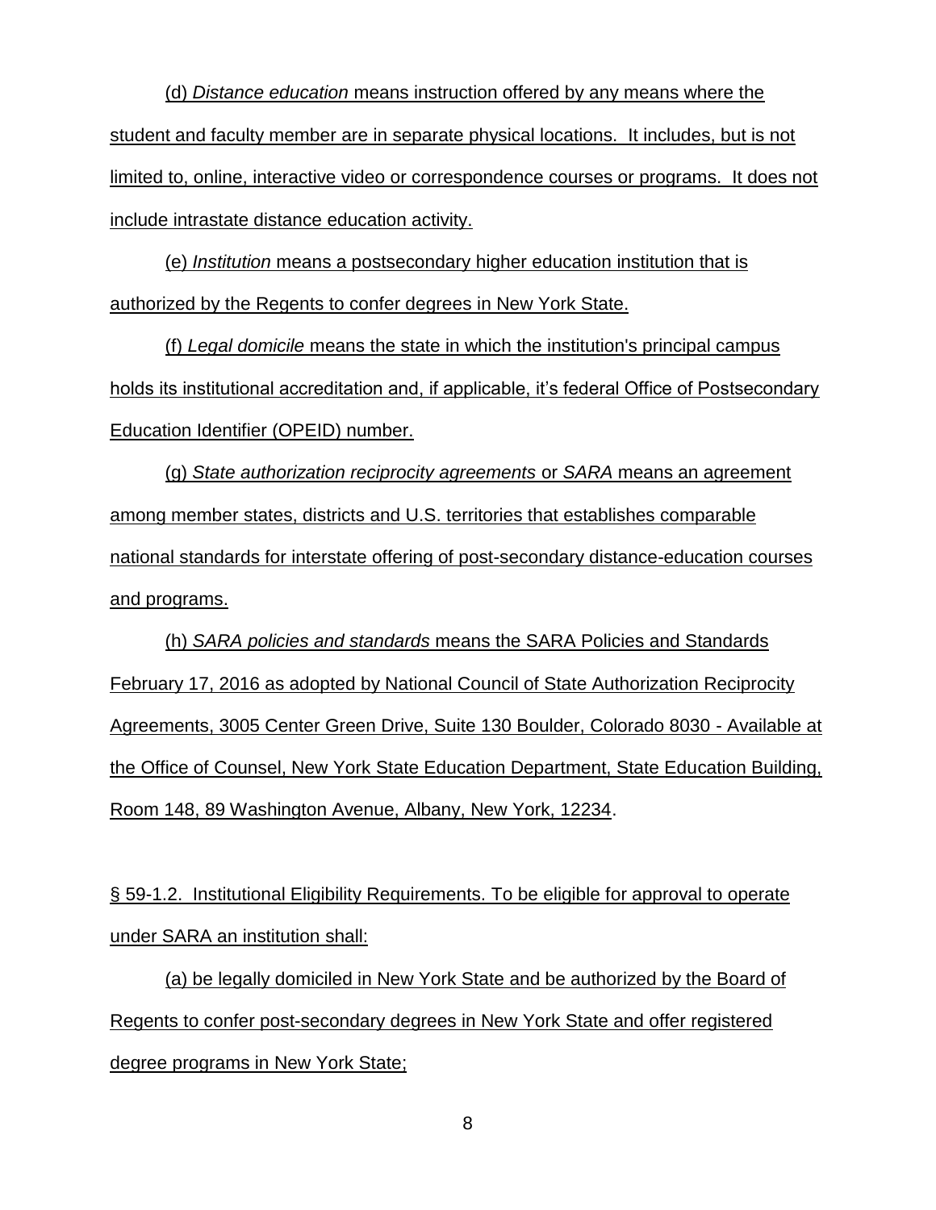(d) *Distance education* means instruction offered by any means where the student and faculty member are in separate physical locations. It includes, but is not limited to, online, interactive video or correspondence courses or programs. It does not include intrastate distance education activity.

(e) *Institution* means a postsecondary higher education institution that is authorized by the Regents to confer degrees in New York State.

(f) *Legal domicile* means the state in which the institution's principal campus holds its institutional accreditation and, if applicable, it's federal Office of Postsecondary Education Identifier (OPEID) number.

(g) *State authorization reciprocity agreements* or *SARA* means an agreement among member states, districts and U.S. territories that establishes comparable national standards for interstate offering of post-secondary distance-education courses and programs.

(h) *SARA policies and standards* means the SARA Policies and Standards February 17, 2016 as adopted by National Council of State Authorization Reciprocity Agreements, 3005 Center Green Drive, Suite 130 Boulder, Colorado 8030 - Available at the Office of Counsel, New York State Education Department, State Education Building, Room 148, 89 Washington Avenue, Albany, New York, 12234.

§ 59-1.2. Institutional Eligibility Requirements. To be eligible for approval to operate under SARA an institution shall:

(a) be legally domiciled in New York State and be authorized by the Board of Regents to confer post-secondary degrees in New York State and offer registered degree programs in New York State;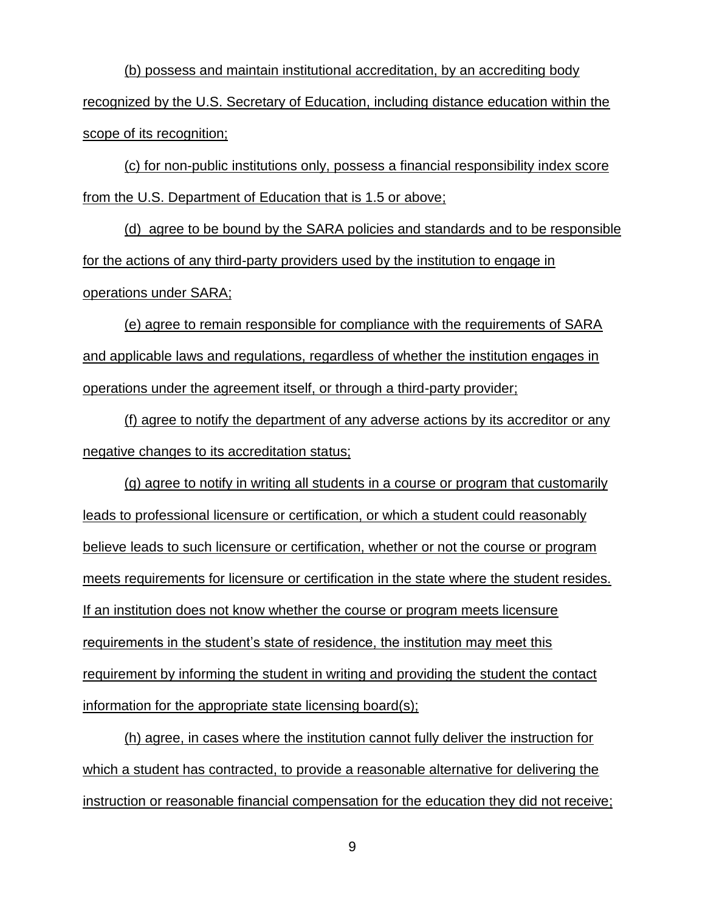(b) possess and maintain institutional accreditation, by an accrediting body recognized by the U.S. Secretary of Education, including distance education within the scope of its recognition;

(c) for non-public institutions only, possess a financial responsibility index score from the U.S. Department of Education that is 1.5 or above;

(d) agree to be bound by the SARA policies and standards and to be responsible for the actions of any third-party providers used by the institution to engage in operations under SARA;

(e) agree to remain responsible for compliance with the requirements of SARA and applicable laws and regulations, regardless of whether the institution engages in operations under the agreement itself, or through a third-party provider;

(f) agree to notify the department of any adverse actions by its accreditor or any negative changes to its accreditation status;

(g) agree to notify in writing all students in a course or program that customarily leads to professional licensure or certification, or which a student could reasonably believe leads to such licensure or certification, whether or not the course or program meets requirements for licensure or certification in the state where the student resides. If an institution does not know whether the course or program meets licensure requirements in the student's state of residence, the institution may meet this requirement by informing the student in writing and providing the student the contact information for the appropriate state licensing board(s);

(h) agree, in cases where the institution cannot fully deliver the instruction for which a student has contracted, to provide a reasonable alternative for delivering the instruction or reasonable financial compensation for the education they did not receive;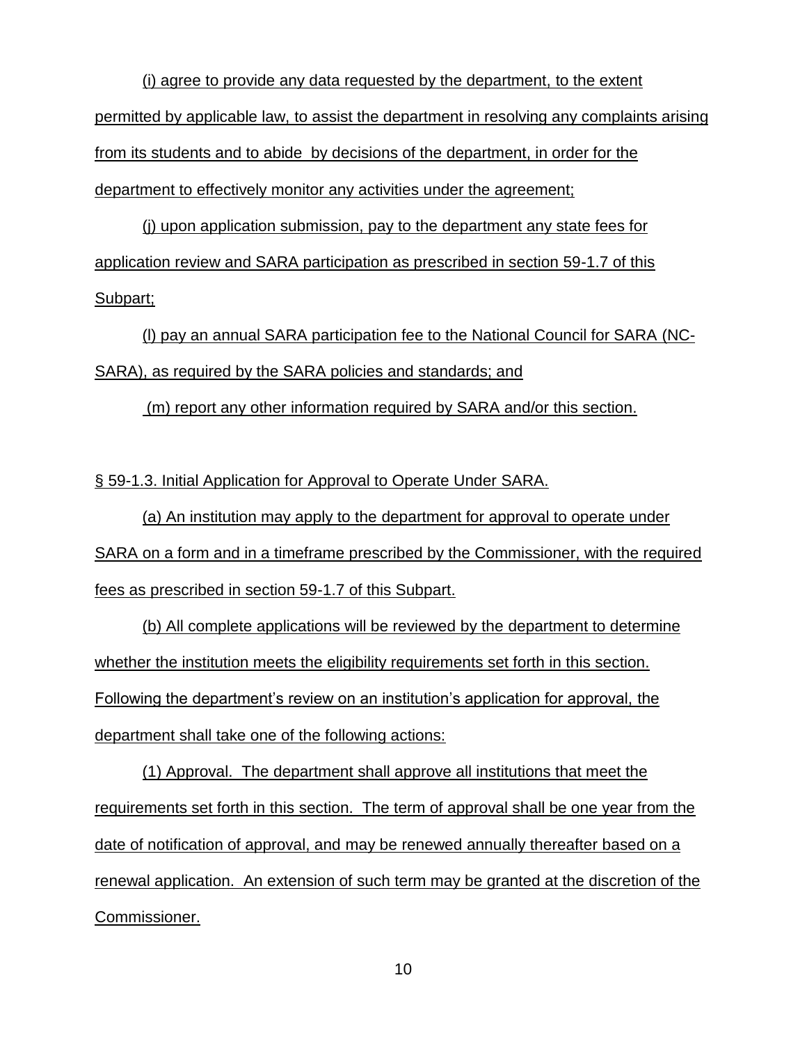(i) agree to provide any data requested by the department, to the extent permitted by applicable law, to assist the department in resolving any complaints arising from its students and to abide by decisions of the department, in order for the department to effectively monitor any activities under the agreement;

(j) upon application submission, pay to the department any state fees for application review and SARA participation as prescribed in section 59-1.7 of this Subpart;

(l) pay an annual SARA participation fee to the National Council for SARA (NC-SARA), as required by the SARA policies and standards; and

(m) report any other information required by SARA and/or this section.

§ 59-1.3. Initial Application for Approval to Operate Under SARA.

(a) An institution may apply to the department for approval to operate under SARA on a form and in a timeframe prescribed by the Commissioner, with the required fees as prescribed in section 59-1.7 of this Subpart.

(b) All complete applications will be reviewed by the department to determine whether the institution meets the eligibility requirements set forth in this section. Following the department's review on an institution's application for approval, the department shall take one of the following actions:

(1) Approval. The department shall approve all institutions that meet the requirements set forth in this section. The term of approval shall be one year from the date of notification of approval, and may be renewed annually thereafter based on a renewal application. An extension of such term may be granted at the discretion of the Commissioner.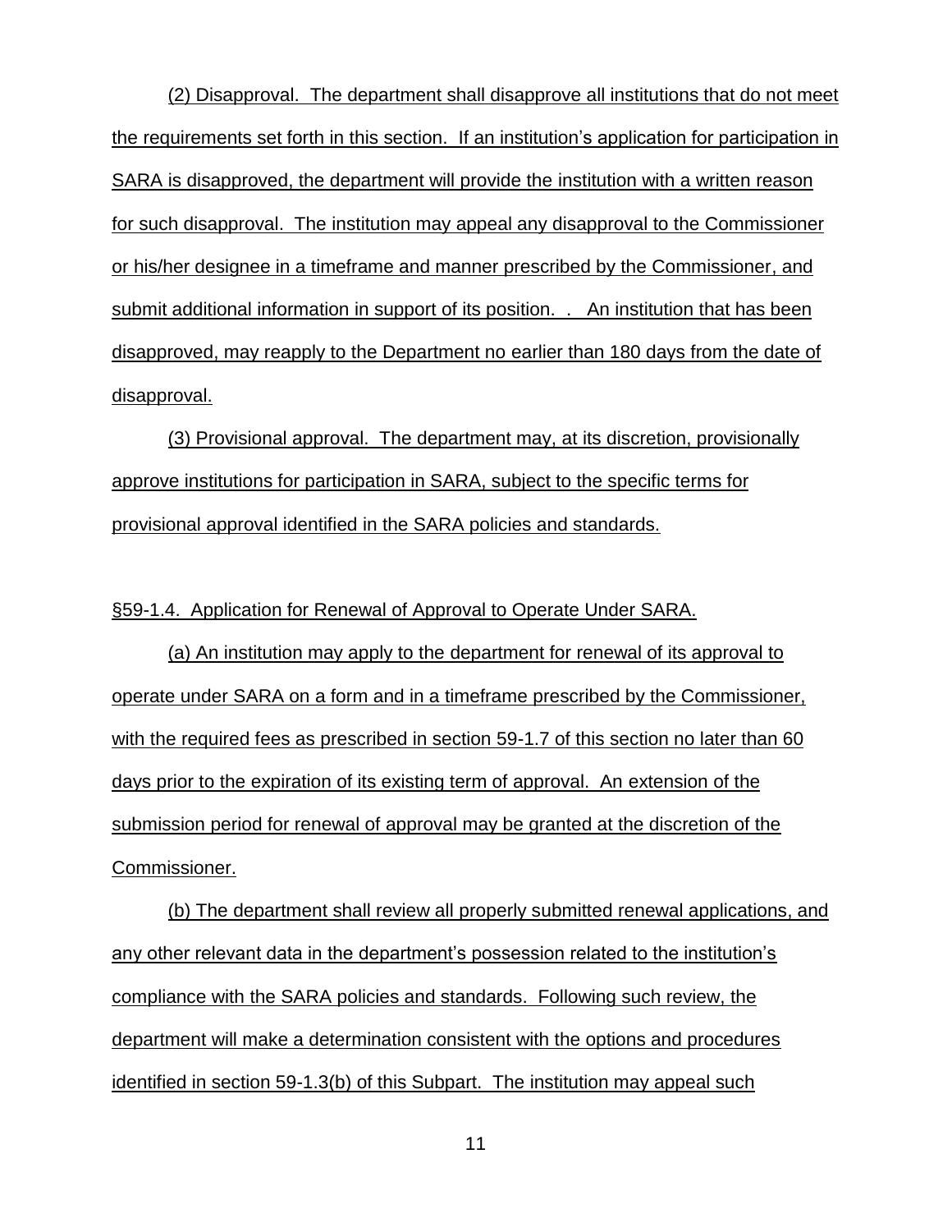(2) Disapproval. The department shall disapprove all institutions that do not meet the requirements set forth in this section. If an institution's application for participation in SARA is disapproved, the department will provide the institution with a written reason for such disapproval. The institution may appeal any disapproval to the Commissioner or his/her designee in a timeframe and manner prescribed by the Commissioner, and submit additional information in support of its position. . An institution that has been disapproved, may reapply to the Department no earlier than 180 days from the date of disapproval.

(3) Provisional approval. The department may, at its discretion, provisionally approve institutions for participation in SARA, subject to the specific terms for provisional approval identified in the SARA policies and standards.

§59-1.4. Application for Renewal of Approval to Operate Under SARA.

(a) An institution may apply to the department for renewal of its approval to operate under SARA on a form and in a timeframe prescribed by the Commissioner, with the required fees as prescribed in section 59-1.7 of this section no later than 60 days prior to the expiration of its existing term of approval. An extension of the submission period for renewal of approval may be granted at the discretion of the Commissioner.

(b) The department shall review all properly submitted renewal applications, and any other relevant data in the department's possession related to the institution's compliance with the SARA policies and standards. Following such review, the department will make a determination consistent with the options and procedures identified in section 59-1.3(b) of this Subpart. The institution may appeal such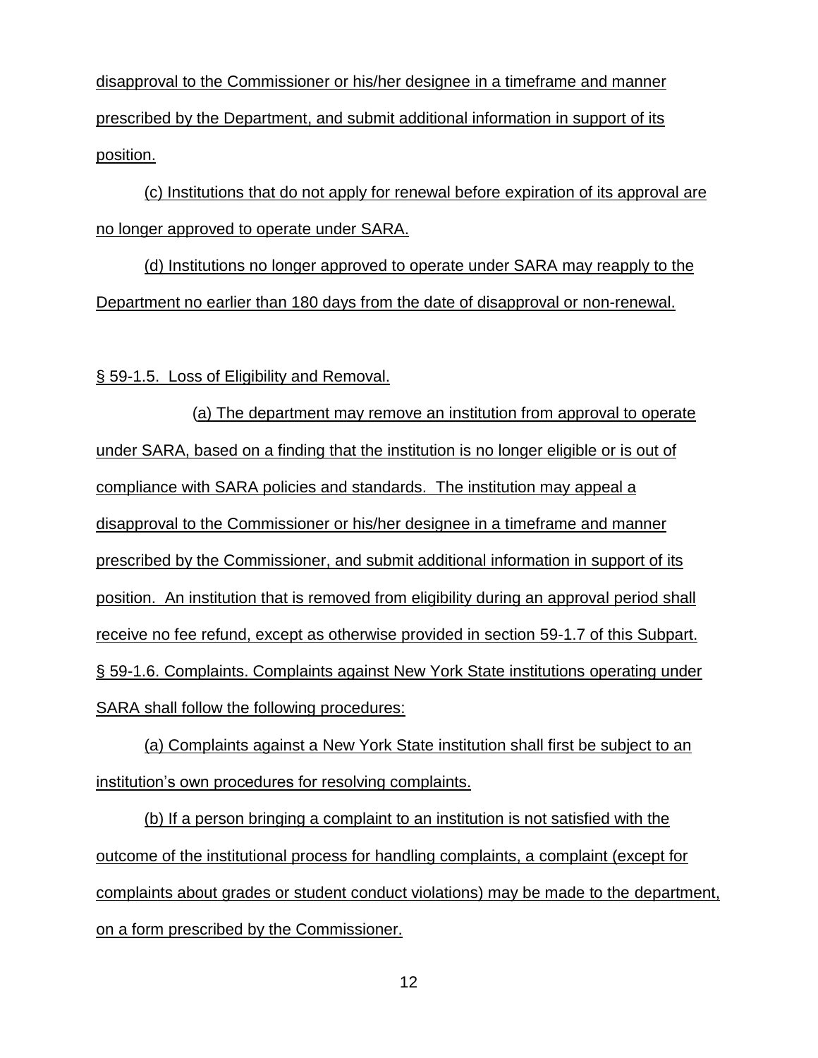disapproval to the Commissioner or his/her designee in a timeframe and manner prescribed by the Department, and submit additional information in support of its position.

(c) Institutions that do not apply for renewal before expiration of its approval are no longer approved to operate under SARA.

(d) Institutions no longer approved to operate under SARA may reapply to the Department no earlier than 180 days from the date of disapproval or non-renewal.

§ 59-1.5. Loss of Eligibility and Removal.

(a) The department may remove an institution from approval to operate under SARA, based on a finding that the institution is no longer eligible or is out of compliance with SARA policies and standards. The institution may appeal a disapproval to the Commissioner or his/her designee in a timeframe and manner prescribed by the Commissioner, and submit additional information in support of its position. An institution that is removed from eligibility during an approval period shall receive no fee refund, except as otherwise provided in section 59-1.7 of this Subpart.

§ 59-1.6. Complaints. Complaints against New York State institutions operating under SARA shall follow the following procedures:

(a) Complaints against a New York State institution shall first be subject to an institution's own procedures for resolving complaints.

(b) If a person bringing a complaint to an institution is not satisfied with the outcome of the institutional process for handling complaints, a complaint (except for complaints about grades or student conduct violations) may be made to the department, on a form prescribed by the Commissioner.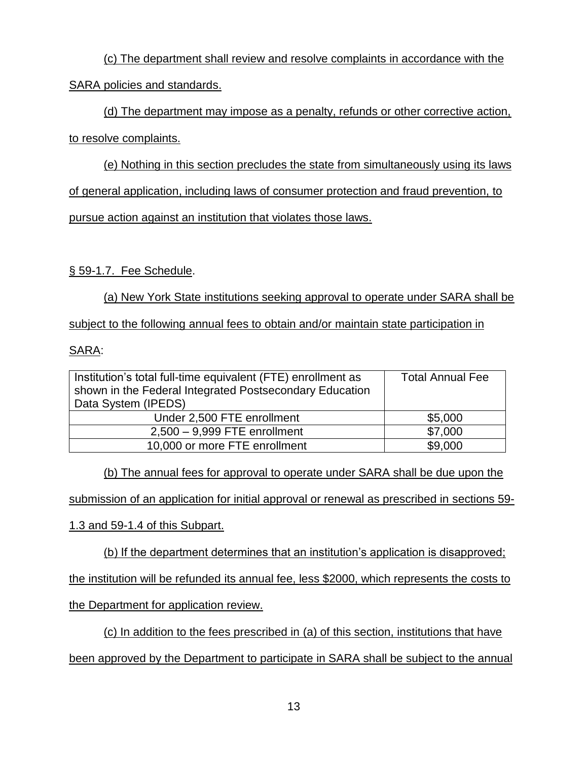(c) The department shall review and resolve complaints in accordance with the SARA policies and standards.

(d) The department may impose as a penalty, refunds or other corrective action, to resolve complaints.

(e) Nothing in this section precludes the state from simultaneously using its laws of general application, including laws of consumer protection and fraud prevention, to pursue action against an institution that violates those laws.

§ 59-1.7. Fee Schedule.

(a) New York State institutions seeking approval to operate under SARA shall be subject to the following annual fees to obtain and/or maintain state participation in SARA:

| Institution's total full-time equivalent (FTE) enrollment as shown in the Federal Integrated Postsecondary Education Data System (IPEDS) | Total Annual Fee |
|---|---|
| Under 2,500 FTE enrollment | $5,000 |
| 2,500 – 9,999 FTE enrollment | $7,000 |
| 10,000 or more FTE enrollment | $9,000 |

(b) The annual fees for approval to operate under SARA shall be due upon the submission of an application for initial approval or renewal as prescribed in sections 59-1.3 and 59-1.4 of this Subpart.

(b) If the department determines that an institution's application is disapproved; the institution will be refunded its annual fee, less $2000, which represents the costs to the Department for application review.

(c) In addition to the fees prescribed in (a) of this section, institutions that have been approved by the Department to participate in SARA shall be subject to the annual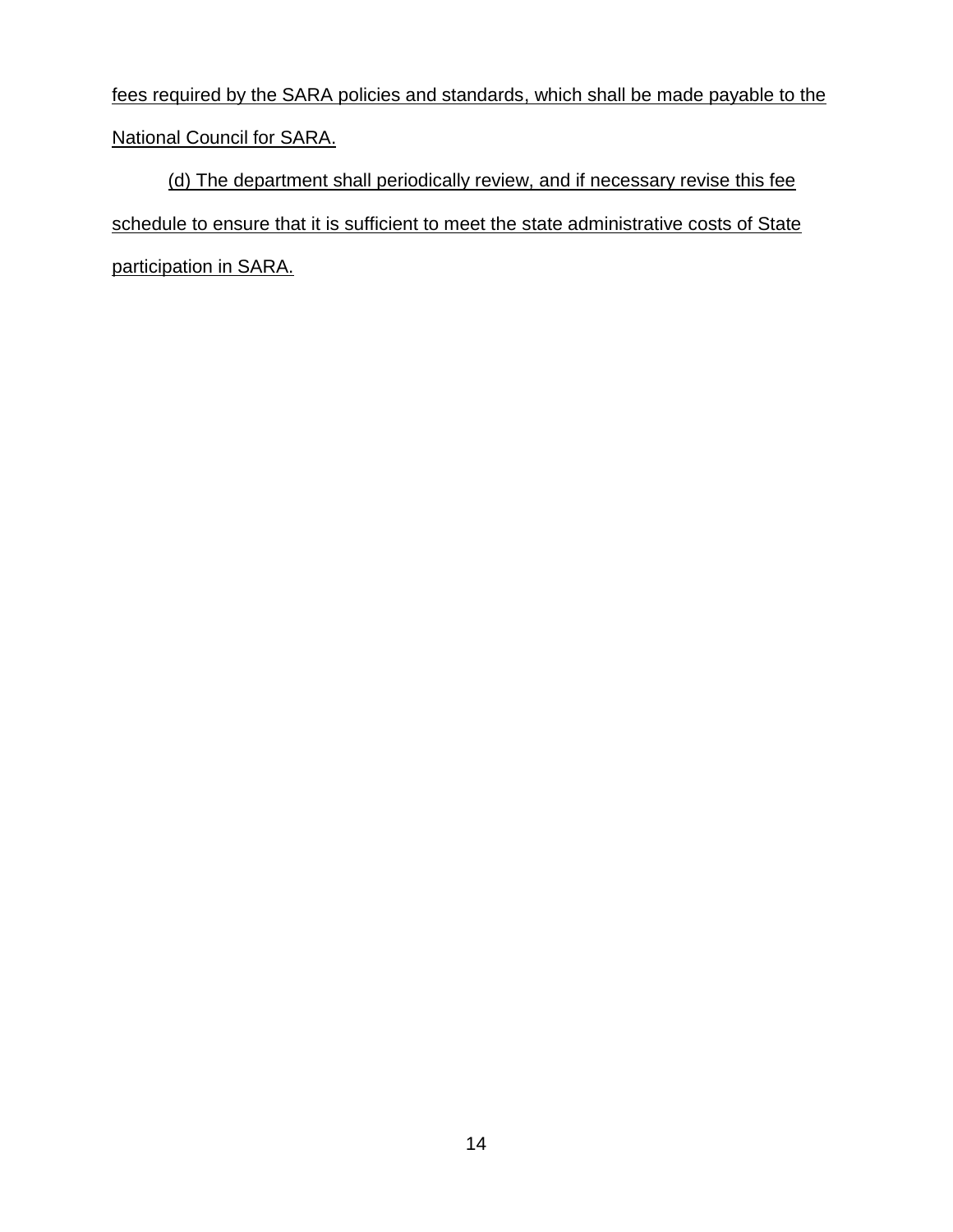fees required by the SARA policies and standards, which shall be made payable to the National Council for SARA.

(d) The department shall periodically review, and if necessary revise this fee schedule to ensure that it is sufficient to meet the state administrative costs of State participation in SARA.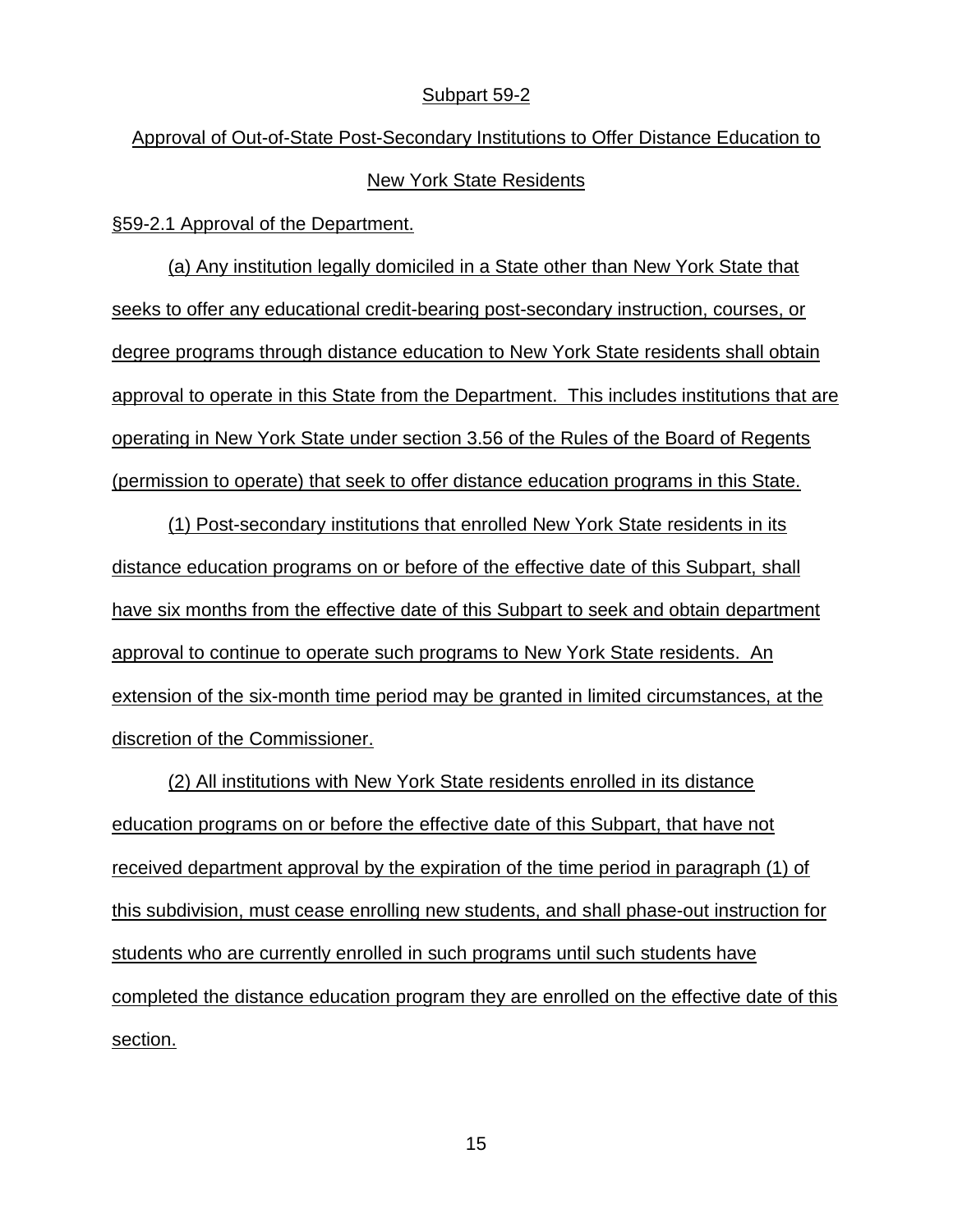## Subpart 59-2

## Approval of Out-of-State Post-Secondary Institutions to Offer Distance Education to New York State Residents

§59-2.1 Approval of the Department.

(a) Any institution legally domiciled in a State other than New York State that seeks to offer any educational credit-bearing post-secondary instruction, courses, or degree programs through distance education to New York State residents shall obtain approval to operate in this State from the Department. This includes institutions that are operating in New York State under section 3.56 of the Rules of the Board of Regents (permission to operate) that seek to offer distance education programs in this State.

(1) Post-secondary institutions that enrolled New York State residents in its distance education programs on or before of the effective date of this Subpart, shall have six months from the effective date of this Subpart to seek and obtain department approval to continue to operate such programs to New York State residents. An extension of the six-month time period may be granted in limited circumstances, at the discretion of the Commissioner.

(2) All institutions with New York State residents enrolled in its distance education programs on or before the effective date of this Subpart, that have not received department approval by the expiration of the time period in paragraph (1) of this subdivision, must cease enrolling new students, and shall phase-out instruction for students who are currently enrolled in such programs until such students have completed the distance education program they are enrolled on the effective date of this section.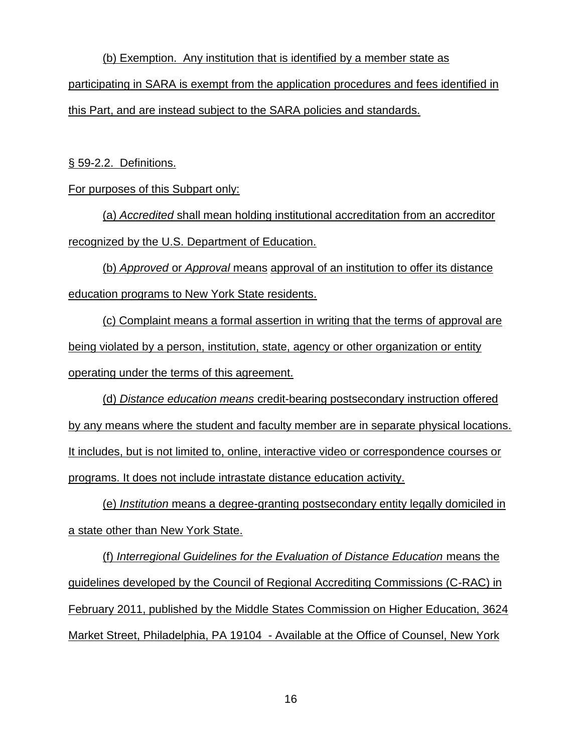(b) Exemption. Any institution that is identified by a member state as participating in SARA is exempt from the application procedures and fees identified in this Part, and are instead subject to the SARA policies and standards.

§ 59-2.2. Definitions.

For purposes of this Subpart only:

(a) *Accredited* shall mean holding institutional accreditation from an accreditor recognized by the U.S. Department of Education.

(b) *Approved* or *Approval* means approval of an institution to offer its distance education programs to New York State residents.

(c) Complaint means a formal assertion in writing that the terms of approval are being violated by a person, institution, state, agency or other organization or entity operating under the terms of this agreement.

(d) *Distance education means* credit-bearing postsecondary instruction offered by any means where the student and faculty member are in separate physical locations. It includes, but is not limited to, online, interactive video or correspondence courses or programs. It does not include intrastate distance education activity.

(e) *Institution* means a degree-granting postsecondary entity legally domiciled in a state other than New York State.

(f) *Interregional Guidelines for the Evaluation of Distance Education* means the guidelines developed by the Council of Regional Accrediting Commissions (C-RAC) in February 2011, published by the Middle States Commission on Higher Education, 3624 Market Street, Philadelphia, PA 19104 - Available at the Office of Counsel, New York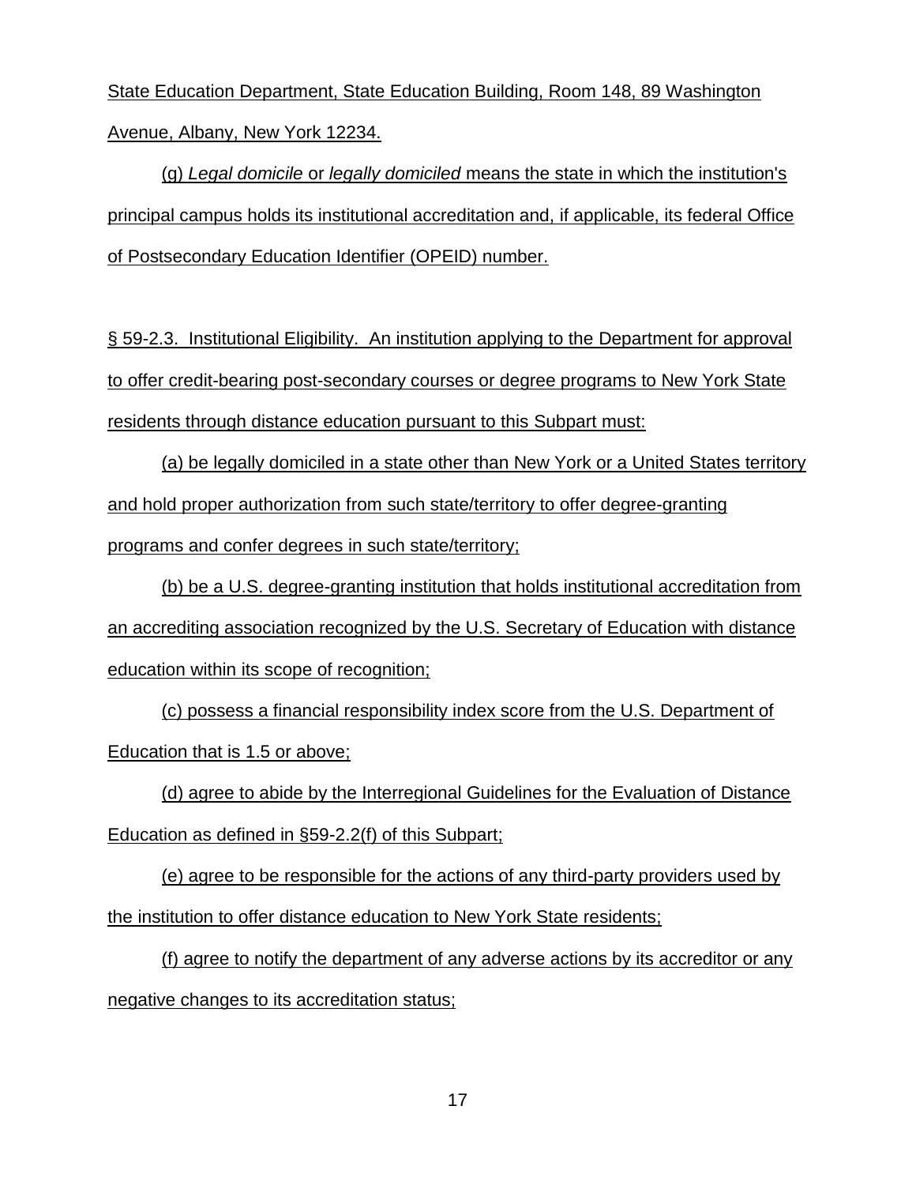State Education Department, State Education Building, Room 148, 89 Washington Avenue, Albany, New York 12234.

(g) *Legal domicile* or *legally domiciled* means the state in which the institution's principal campus holds its institutional accreditation and, if applicable, its federal Office of Postsecondary Education Identifier (OPEID) number.

§ 59-2.3. Institutional Eligibility. An institution applying to the Department for approval to offer credit-bearing post-secondary courses or degree programs to New York State residents through distance education pursuant to this Subpart must:

(a) be legally domiciled in a state other than New York or a United States territory and hold proper authorization from such state/territory to offer degree-granting programs and confer degrees in such state/territory;

(b) be a U.S. degree-granting institution that holds institutional accreditation from an accrediting association recognized by the U.S. Secretary of Education with distance education within its scope of recognition;

(c) possess a financial responsibility index score from the U.S. Department of Education that is 1.5 or above;

(d) agree to abide by the Interregional Guidelines for the Evaluation of Distance Education as defined in §59-2.2(f) of this Subpart;

(e) agree to be responsible for the actions of any third-party providers used by the institution to offer distance education to New York State residents;

(f) agree to notify the department of any adverse actions by its accreditor or any negative changes to its accreditation status;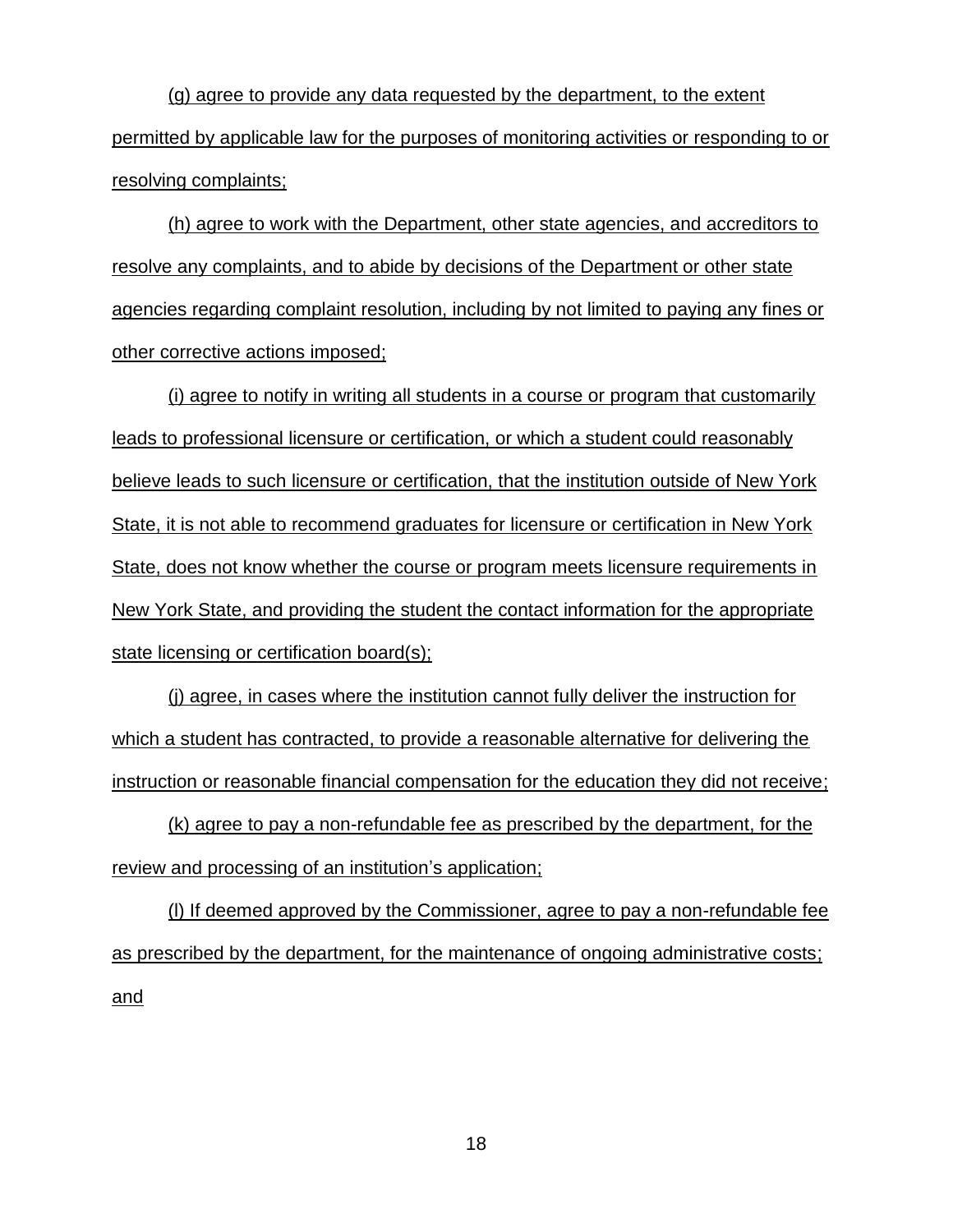(g) agree to provide any data requested by the department, to the extent permitted by applicable law for the purposes of monitoring activities or responding to or resolving complaints;

(h) agree to work with the Department, other state agencies, and accreditors to resolve any complaints, and to abide by decisions of the Department or other state agencies regarding complaint resolution, including by not limited to paying any fines or other corrective actions imposed;

(i) agree to notify in writing all students in a course or program that customarily leads to professional licensure or certification, or which a student could reasonably believe leads to such licensure or certification, that the institution outside of New York State, it is not able to recommend graduates for licensure or certification in New York State, does not know whether the course or program meets licensure requirements in New York State, and providing the student the contact information for the appropriate state licensing or certification board(s);

(j) agree, in cases where the institution cannot fully deliver the instruction for which a student has contracted, to provide a reasonable alternative for delivering the instruction or reasonable financial compensation for the education they did not receive;

(k) agree to pay a non-refundable fee as prescribed by the department, for the review and processing of an institution's application;

(l) If deemed approved by the Commissioner, agree to pay a non-refundable fee as prescribed by the department, for the maintenance of ongoing administrative costs; and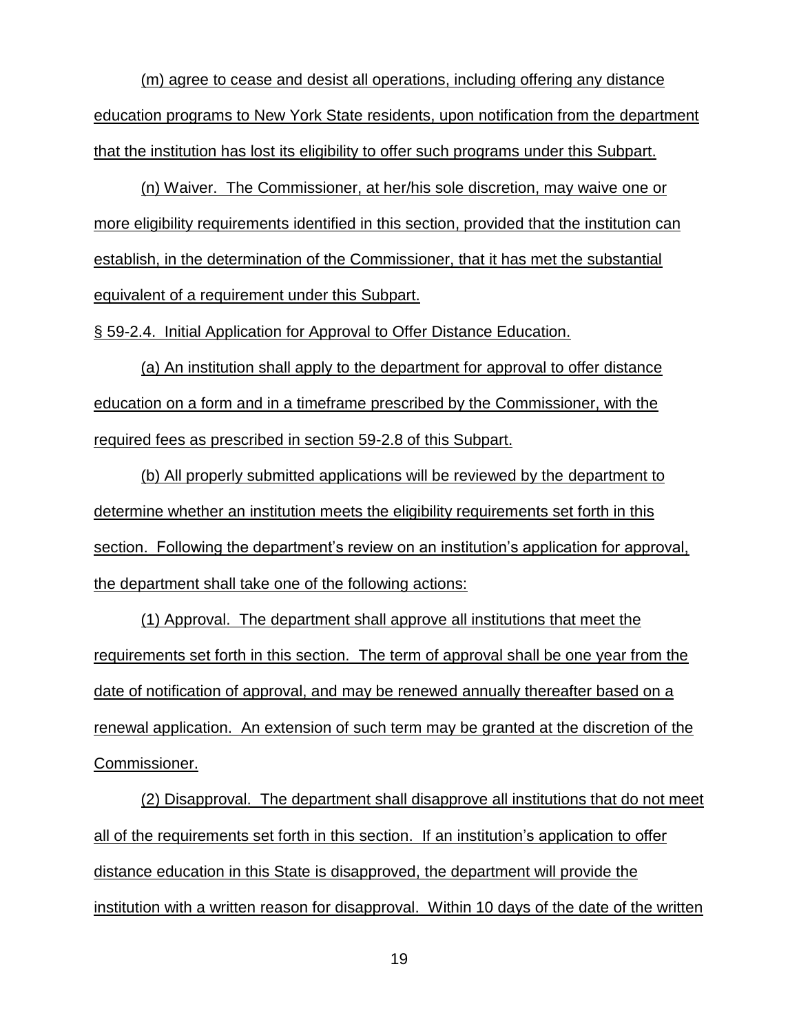(m) agree to cease and desist all operations, including offering any distance education programs to New York State residents, upon notification from the department that the institution has lost its eligibility to offer such programs under this Subpart.

(n) Waiver. The Commissioner, at her/his sole discretion, may waive one or more eligibility requirements identified in this section, provided that the institution can establish, in the determination of the Commissioner, that it has met the substantial equivalent of a requirement under this Subpart.

§ 59-2.4. Initial Application for Approval to Offer Distance Education.

(a) An institution shall apply to the department for approval to offer distance education on a form and in a timeframe prescribed by the Commissioner, with the required fees as prescribed in section 59-2.8 of this Subpart.

(b) All properly submitted applications will be reviewed by the department to determine whether an institution meets the eligibility requirements set forth in this section. Following the department's review on an institution's application for approval, the department shall take one of the following actions:

(1) Approval. The department shall approve all institutions that meet the requirements set forth in this section. The term of approval shall be one year from the date of notification of approval, and may be renewed annually thereafter based on a renewal application. An extension of such term may be granted at the discretion of the Commissioner.

(2) Disapproval. The department shall disapprove all institutions that do not meet all of the requirements set forth in this section. If an institution's application to offer distance education in this State is disapproved, the department will provide the institution with a written reason for disapproval. Within 10 days of the date of the written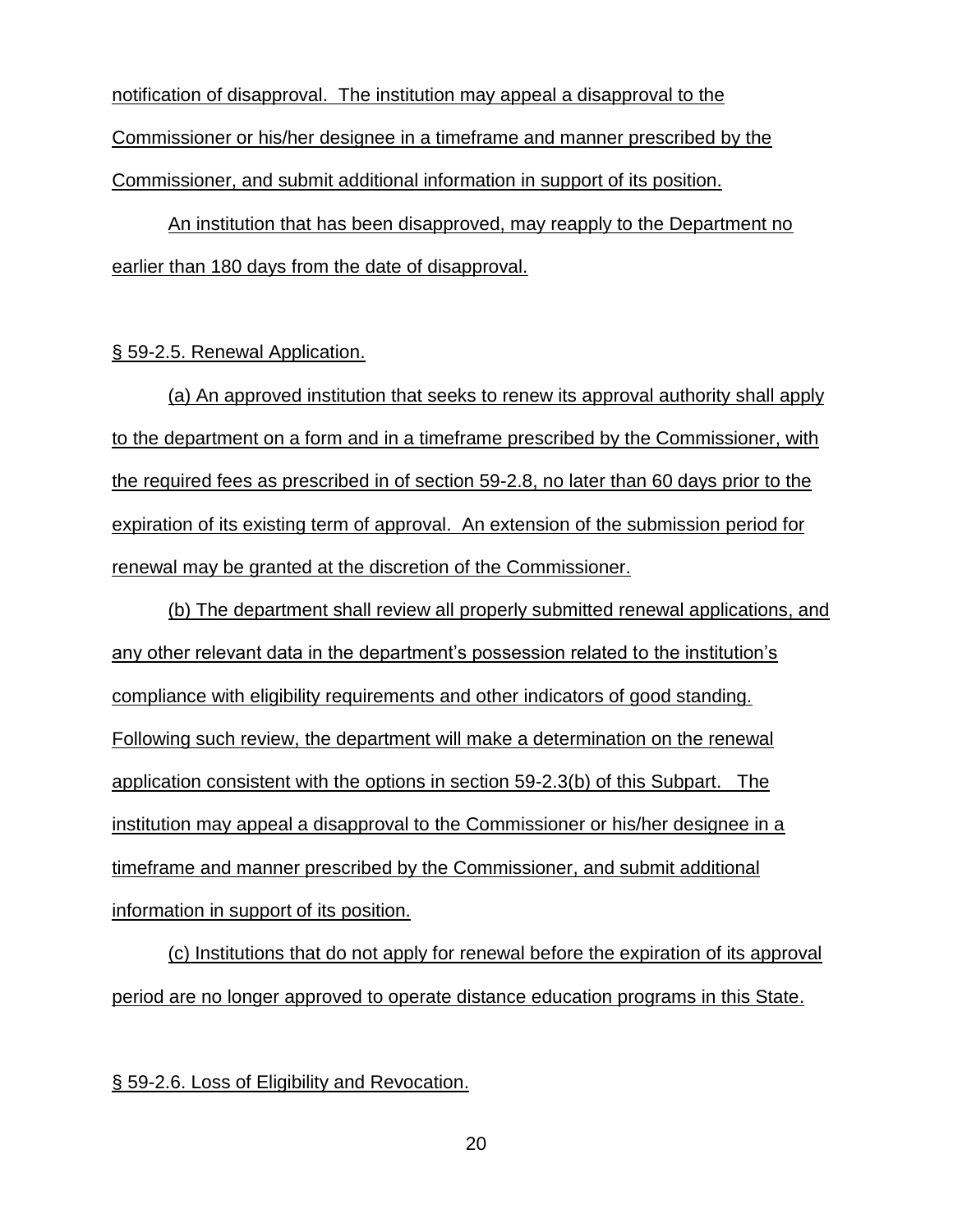notification of disapproval. The institution may appeal a disapproval to the Commissioner or his/her designee in a timeframe and manner prescribed by the Commissioner, and submit additional information in support of its position.

An institution that has been disapproved, may reapply to the Department no earlier than 180 days from the date of disapproval.

§ 59-2.5. Renewal Application.

(a) An approved institution that seeks to renew its approval authority shall apply to the department on a form and in a timeframe prescribed by the Commissioner, with the required fees as prescribed in of section 59-2.8, no later than 60 days prior to the expiration of its existing term of approval. An extension of the submission period for renewal may be granted at the discretion of the Commissioner.

(b) The department shall review all properly submitted renewal applications, and any other relevant data in the department's possession related to the institution's compliance with eligibility requirements and other indicators of good standing. Following such review, the department will make a determination on the renewal application consistent with the options in section 59-2.3(b) of this Subpart. The institution may appeal a disapproval to the Commissioner or his/her designee in a timeframe and manner prescribed by the Commissioner, and submit additional information in support of its position.

(c) Institutions that do not apply for renewal before the expiration of its approval period are no longer approved to operate distance education programs in this State.

§ 59-2.6. Loss of Eligibility and Revocation.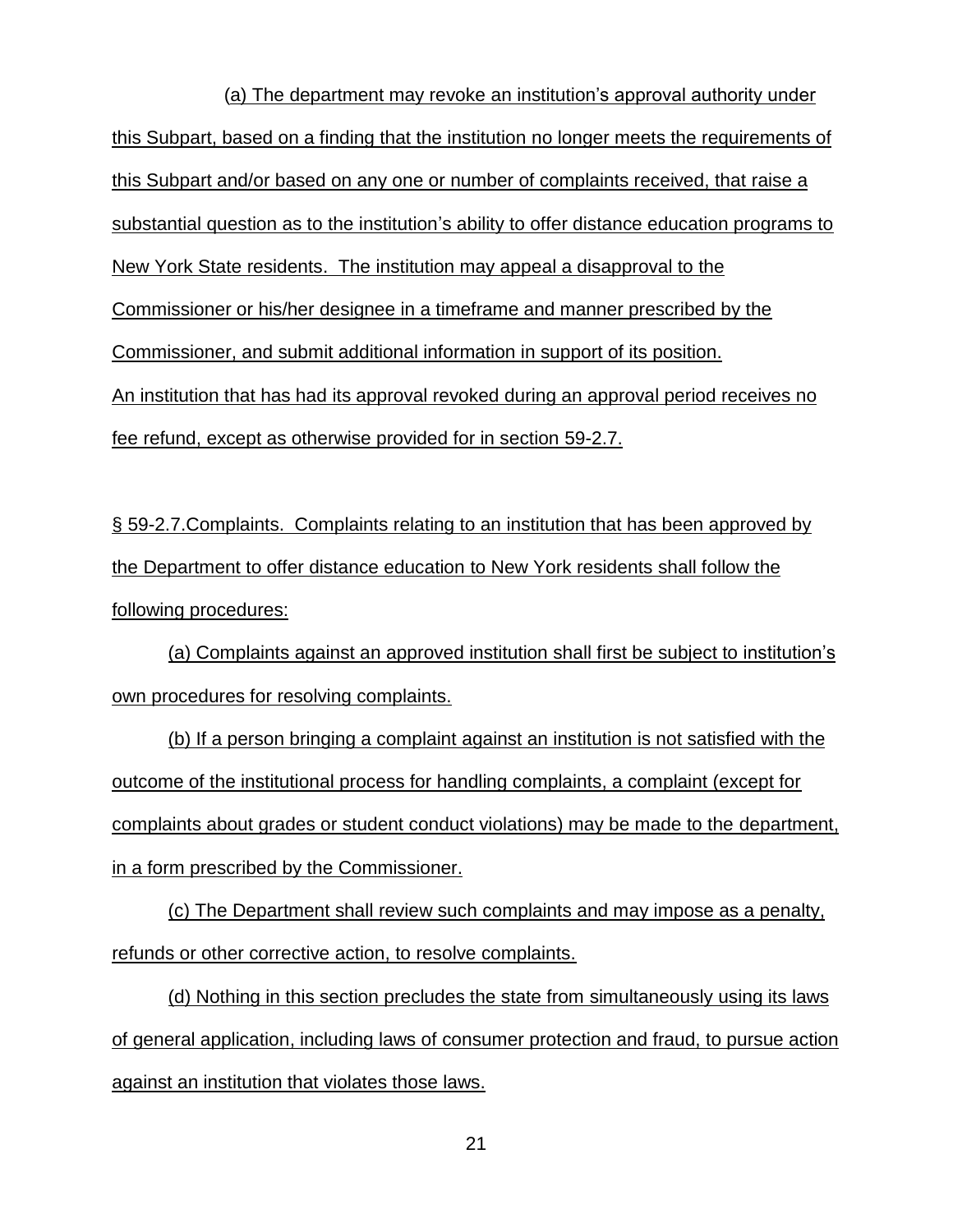(a) The department may revoke an institution's approval authority under this Subpart, based on a finding that the institution no longer meets the requirements of this Subpart and/or based on any one or number of complaints received, that raise a substantial question as to the institution's ability to offer distance education programs to New York State residents. The institution may appeal a disapproval to the Commissioner or his/her designee in a timeframe and manner prescribed by the Commissioner, and submit additional information in support of its position. An institution that has had its approval revoked during an approval period receives no fee refund, except as otherwise provided for in section 59-2.7.

§ 59-2.7.Complaints. Complaints relating to an institution that has been approved by the Department to offer distance education to New York residents shall follow the following procedures:

(a) Complaints against an approved institution shall first be subject to institution's own procedures for resolving complaints.

(b) If a person bringing a complaint against an institution is not satisfied with the outcome of the institutional process for handling complaints, a complaint (except for complaints about grades or student conduct violations) may be made to the department, in a form prescribed by the Commissioner.

(c) The Department shall review such complaints and may impose as a penalty, refunds or other corrective action, to resolve complaints.

(d) Nothing in this section precludes the state from simultaneously using its laws of general application, including laws of consumer protection and fraud, to pursue action against an institution that violates those laws.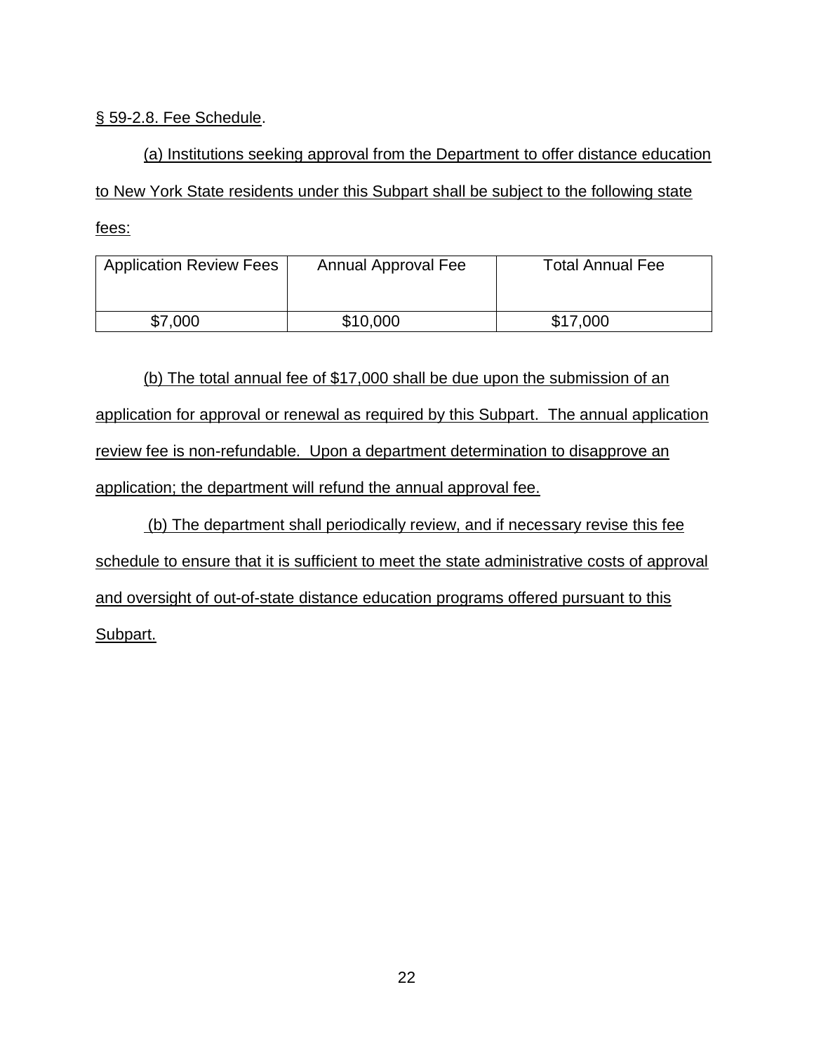§ 59-2.8. Fee Schedule.

(a) Institutions seeking approval from the Department to offer distance education to New York State residents under this Subpart shall be subject to the following state fees:

| Application Review Fees | Annual Approval Fee | Total Annual Fee |
|---|---|---|
| $7,000 | $10,000 | $17,000 |

(b) The total annual fee of $17,000 shall be due upon the submission of an application for approval or renewal as required by this Subpart. The annual application review fee is non-refundable. Upon a department determination to disapprove an application; the department will refund the annual approval fee.

(b) The department shall periodically review, and if necessary revise this fee schedule to ensure that it is sufficient to meet the state administrative costs of approval and oversight of out-of-state distance education programs offered pursuant to this Subpart.